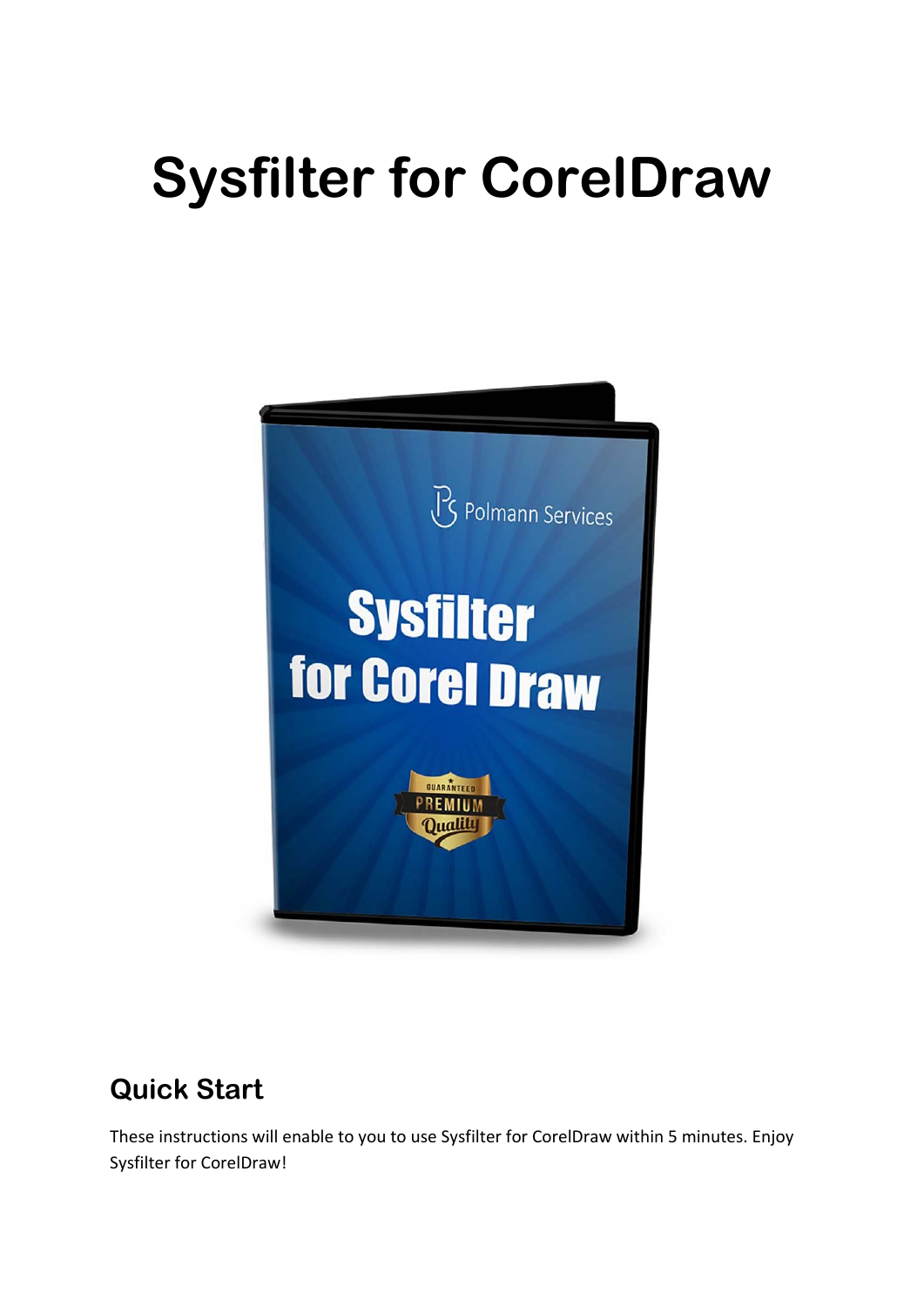# Sysfilter for CorelDraw

## Quick Start

These instructions will enable to you to use Sysfilter for CorelDraw within 5 minutes. Enjoy Sysfilter for CorelDraw!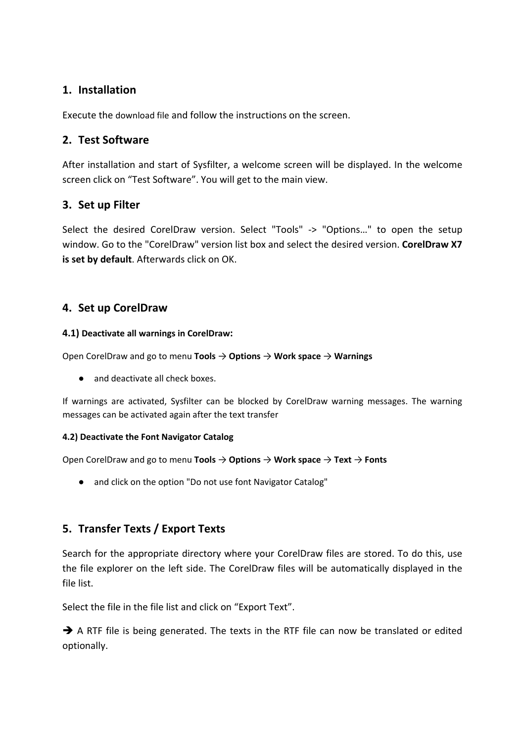## 1. Installation

Execute the download file and follow the instructions on the screen.

## 2. Test Software

After installation and start of Sysfilter, a welcome screen will be displayed. In the welcome screen click on “Test Software”. You will get to the main view.

## 3. Set up Filter

Select the desired CorelDraw version. Select "Tools" -> "Options…" to open the setup window. Go to the "CorelDraw" version list box and select the desired version. **CorelDraw X7 is set by default**. Afterwards click on OK.

## 4. Set up CorelDraw

#### 4.1) Deactivate all warnings in CorelDraw:

Open CorelDraw and go to menu **Tools** → **Options** → **Work space** → **Warnings**

- and deactivate all check boxes.

If warnings are activated, Sysfilter can be blocked by CorelDraw warning messages. The warning messages can be activated again after the text transfer

#### 4.2) Deactivate the Font Navigator Catalog

Open CorelDraw and go to menu **Tools** → **Options** → **Work space** → **Text** → **Fonts**

- and click on the option "Do not use font Navigator Catalog"

## 5. Transfer Texts / Export Texts

Search for the appropriate directory where your CorelDraw files are stored. To do this, use the file explorer on the left side. The CorelDraw files will be automatically displayed in the file list.

Select the file in the file list and click on “Export Text”.

➔ A RTF file is being generated. The texts in the RTF file can now be translated or edited optionally.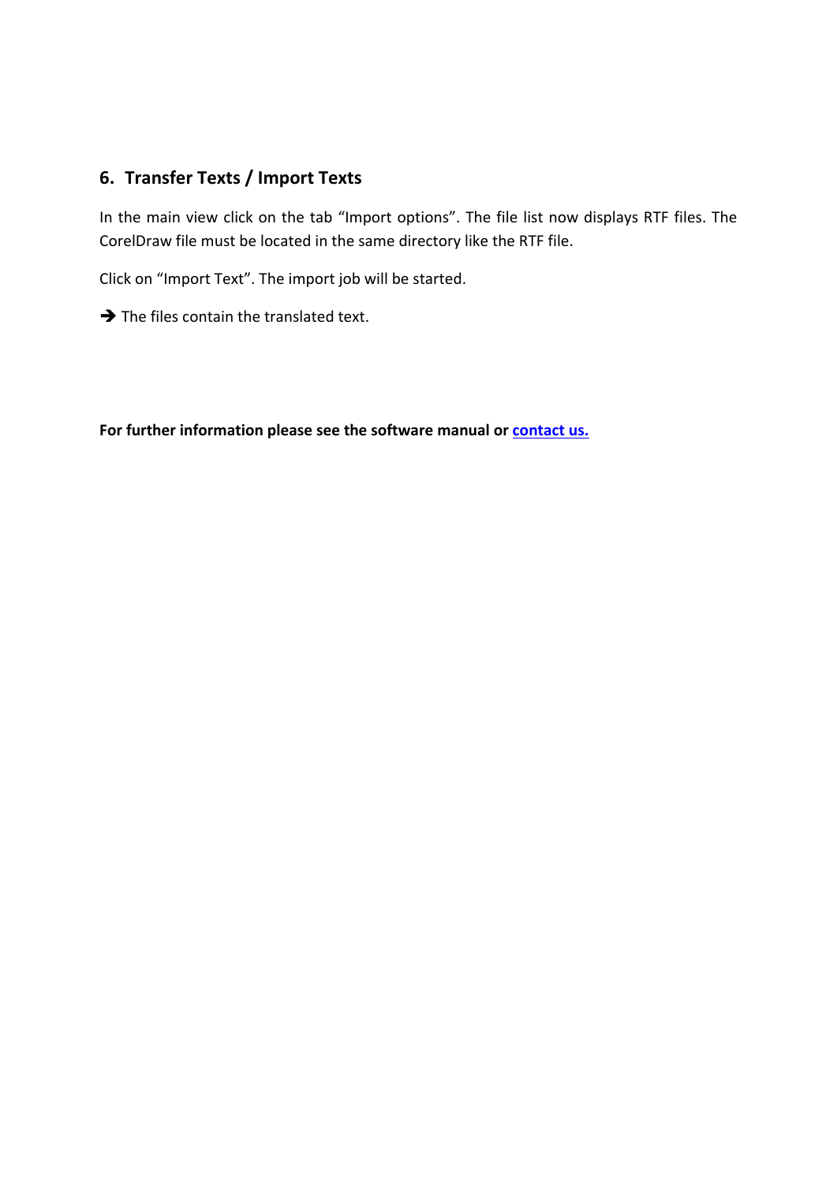## 6. Transfer Texts / Import Texts

In the main view click on the tab “Import options”. The file list now displays RTF files. The CorelDraw file must be located in the same directory like the RTF file.

Click on “Import Text”. The import job will be started.

➔ The files contain the translated text.

**For further information please see the software manual or contact us.**